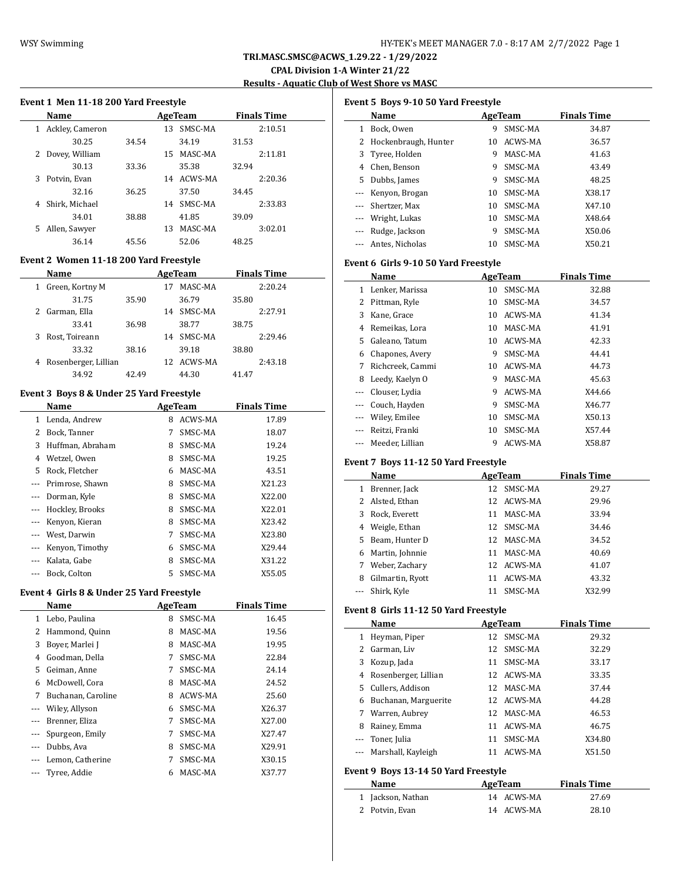**TRI.MASC.SMSC@ACWS_1.29.22 - 1/29/2022**

**CPAL Division 1-A Winter 21/22**

**Results - Aquatic Club of West Shore vs MASC**

### Event 1 Men 11-18 200 Yard Freestyle

| | Name | Age | Team | Finals Time |
|---|---|---|---|---|
| 1 | Ackley, Cameron | 13 | SMSC-MA | 2:10.51 |
| | 30.25 34.54 34.19 31.53 | | | |
| 2 | Dovey, William | 15 | MASC-MA | 2:11.81 |
| | 30.13 33.36 35.38 32.94 | | | |
| 3 | Potvin, Evan | 14 | ACWS-MA | 2:20.36 |
| | 32.16 36.25 37.50 34.45 | | | |
| 4 | Shirk, Michael | 14 | SMSC-MA | 2:33.83 |
| | 34.01 38.88 41.85 39.09 | | | |
| 5 | Allen, Sawyer | 13 | MASC-MA | 3:02.01 |
| | 36.14 45.56 52.06 48.25 | | | |

### Event 2 Women 11-18 200 Yard Freestyle

| | Name | Age | Team | Finals Time |
|---|---|---|---|---|
| 1 | Green, Kortny M | 17 | MASC-MA | 2:20.24 |
| | 31.75 35.90 36.79 35.80 | | | |
| 2 | Garman, Ella | 14 | SMSC-MA | 2:27.91 |
| | 33.41 36.98 38.77 38.75 | | | |
| 3 | Rost, Toireann | 14 | SMSC-MA | 2:29.46 |
| | 33.32 38.16 39.18 38.80 | | | |
| 4 | Rosenberger, Lillian | 12 | ACWS-MA | 2:43.18 |
| | 34.92 42.49 44.30 41.47 | | | |

### Event 3 Boys 8 & Under 25 Yard Freestyle

| | Name | Age | Team | Finals Time |
|---|---|---|---|---|
| 1 | Lenda, Andrew | 8 | ACWS-MA | 17.89 |
| 2 | Bock, Tanner | 7 | SMSC-MA | 18.07 |
| 3 | Huffman, Abraham | 8 | SMSC-MA | 19.24 |
| 4 | Wetzel, Owen | 8 | SMSC-MA | 19.25 |
| 5 | Rock, Fletcher | 6 | MASC-MA | 43.51 |
| --- | Primrose, Shawn | 8 | SMSC-MA | X21.23 |
| --- | Dorman, Kyle | 8 | SMSC-MA | X22.00 |
| --- | Hockley, Brooks | 8 | SMSC-MA | X22.01 |
| --- | Kenyon, Kieran | 8 | SMSC-MA | X23.42 |
| --- | West, Darwin | 7 | SMSC-MA | X23.80 |
| --- | Kenyon, Timothy | 6 | SMSC-MA | X29.44 |
| --- | Kalata, Gabe | 8 | SMSC-MA | X31.22 |
| --- | Bock, Colton | 5 | SMSC-MA | X55.05 |

### Event 4 Girls 8 & Under 25 Yard Freestyle

| | Name | Age | Team | Finals Time |
|---|---|---|---|---|
| 1 | Lebo, Paulina | 8 | SMSC-MA | 16.45 |
| 2 | Hammond, Quinn | 8 | MASC-MA | 19.56 |
| 3 | Boyer, Marlei J | 8 | MASC-MA | 19.95 |
| 4 | Goodman, Della | 7 | SMSC-MA | 22.84 |
| 5 | Geiman, Anne | 7 | SMSC-MA | 24.14 |
| 6 | McDowell, Cora | 8 | MASC-MA | 24.52 |
| 7 | Buchanan, Caroline | 8 | ACWS-MA | 25.60 |
| --- | Wiley, Allyson | 6 | SMSC-MA | X26.37 |
| --- | Brenner, Eliza | 7 | SMSC-MA | X27.00 |
| --- | Spurgeon, Emily | 7 | SMSC-MA | X27.47 |
| --- | Dubbs, Ava | 8 | SMSC-MA | X29.91 |
| --- | Lemon, Catherine | 7 | SMSC-MA | X30.15 |
| --- | Tyree, Addie | 6 | MASC-MA | X37.77 |

### Event 5 Boys 9-10 50 Yard Freestyle

| | Name | Age | Team | Finals Time |
|---|---|---|---|---|
| 1 | Bock, Owen | 9 | SMSC-MA | 34.87 |
| 2 | Hockenbraugh, Hunter | 10 | ACWS-MA | 36.57 |
| 3 | Tyree, Holden | 9 | MASC-MA | 41.63 |
| 4 | Chen, Benson | 9 | SMSC-MA | 43.49 |
| 5 | Dubbs, James | 9 | SMSC-MA | 48.25 |
| --- | Kenyon, Brogan | 10 | SMSC-MA | X38.17 |
| --- | Shertzer, Max | 10 | SMSC-MA | X47.10 |
| --- | Wright, Lukas | 10 | SMSC-MA | X48.64 |
| --- | Rudge, Jackson | 9 | SMSC-MA | X50.06 |
| --- | Antes, Nicholas | 10 | SMSC-MA | X50.21 |

### Event 6 Girls 9-10 50 Yard Freestyle

| | Name | Age | Team | Finals Time |
|---|---|---|---|---|
| 1 | Lenker, Marissa | 10 | SMSC-MA | 32.88 |
| 2 | Pittman, Ryle | 10 | SMSC-MA | 34.57 |
| 3 | Kane, Grace | 10 | ACWS-MA | 41.34 |
| 4 | Remeikas, Lora | 10 | MASC-MA | 41.91 |
| 5 | Galeano, Tatum | 10 | ACWS-MA | 42.33 |
| 6 | Chapones, Avery | 9 | SMSC-MA | 44.41 |
| 7 | Richcreek, Cammi | 10 | ACWS-MA | 44.73 |
| 8 | Leedy, Kaelyn O | 9 | MASC-MA | 45.63 |
| --- | Clouser, Lydia | 9 | ACWS-MA | X44.66 |
| --- | Couch, Hayden | 9 | SMSC-MA | X46.77 |
| --- | Wiley, Emilee | 10 | SMSC-MA | X50.13 |
| --- | Reitzi, Franki | 10 | SMSC-MA | X57.44 |
| --- | Meeder, Lillian | 9 | ACWS-MA | X58.87 |

### Event 7 Boys 11-12 50 Yard Freestyle

| | Name | Age | Team | Finals Time |
|---|---|---|---|---|
| 1 | Brenner, Jack | 12 | SMSC-MA | 29.27 |
| 2 | Alsted, Ethan | 12 | ACWS-MA | 29.96 |
| 3 | Rock, Everett | 11 | MASC-MA | 33.94 |
| 4 | Weigle, Ethan | 12 | SMSC-MA | 34.46 |
| 5 | Beam, Hunter D | 12 | MASC-MA | 34.52 |
| 6 | Martin, Johnnie | 11 | MASC-MA | 40.69 |
| 7 | Weber, Zachary | 12 | ACWS-MA | 41.07 |
| 8 | Gilmartin, Ryott | 11 | ACWS-MA | 43.32 |
| --- | Shirk, Kyle | 11 | SMSC-MA | X32.99 |

### Event 8 Girls 11-12 50 Yard Freestyle

| | Name | Age | Team | Finals Time |
|---|---|---|---|---|
| 1 | Heyman, Piper | 12 | SMSC-MA | 29.32 |
| 2 | Garman, Liv | 12 | SMSC-MA | 32.29 |
| 3 | Kozup, Jada | 11 | SMSC-MA | 33.17 |
| 4 | Rosenberger, Lillian | 12 | ACWS-MA | 33.35 |
| 5 | Cullers, Addison | 12 | MASC-MA | 37.44 |
| 6 | Buchanan, Marguerite | 12 | ACWS-MA | 44.28 |
| 7 | Warren, Aubrey | 12 | MASC-MA | 46.53 |
| 8 | Rainey, Emma | 11 | ACWS-MA | 46.75 |
| --- | Toner, Julia | 11 | SMSC-MA | X34.80 |
| --- | Marshall, Kayleigh | 11 | ACWS-MA | X51.50 |

### Event 9 Boys 13-14 50 Yard Freestyle

| | Name | Age | Team | Finals Time |
|---|---|---|---|---|
| 1 | Jackson, Nathan | 14 | ACWS-MA | 27.69 |
| 2 | Potvin, Evan | 14 | ACWS-MA | 28.10 |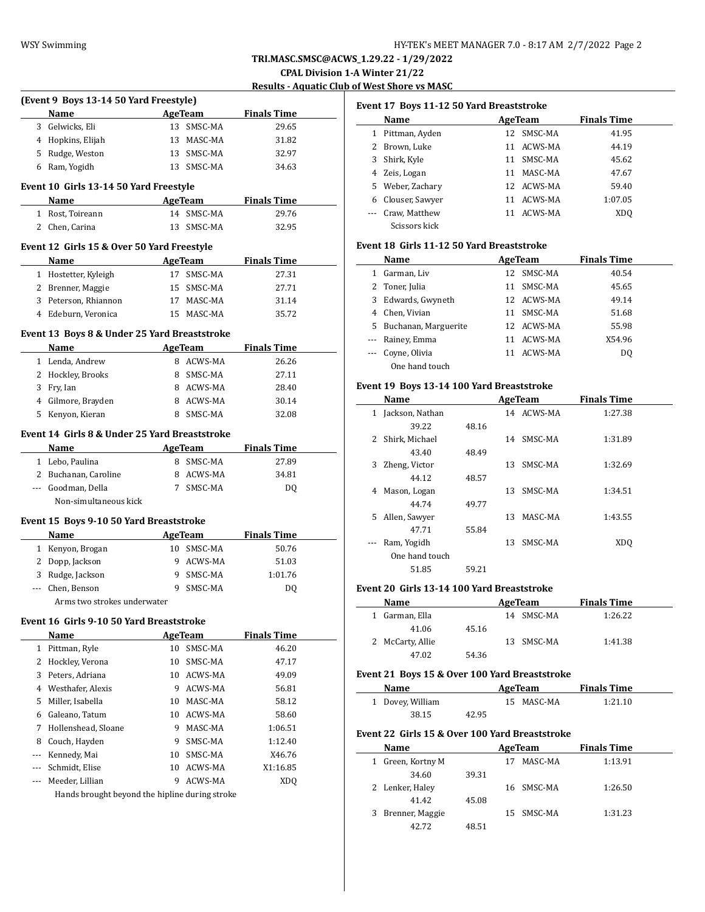**TRI.MASC.SMSC@ACWS_1.29.22 - 1/29/2022**
**CPAL Division 1-A Winter 21/22**
**Results - Aquatic Club of West Shore vs MASC**

### (Event 9 Boys 13-14 50 Yard Freestyle)

| | Name | Age | Team | Finals Time |
|---|---|---|---|---|
| 3 | Gelwicks, Eli | 13 | SMSC-MA | 29.65 |
| 4 | Hopkins, Elijah | 13 | MASC-MA | 31.82 |
| 5 | Rudge, Weston | 13 | SMSC-MA | 32.97 |
| 6 | Ram, Yogidh | 13 | SMSC-MA | 34.63 |

### Event 10 Girls 13-14 50 Yard Freestyle

| | Name | Age | Team | Finals Time |
|---|---|---|---|---|
| 1 | Rost, Toireann | 14 | SMSC-MA | 29.76 |
| 2 | Chen, Carina | 13 | SMSC-MA | 32.95 |

### Event 12 Girls 15 & Over 50 Yard Freestyle

| | Name | Age | Team | Finals Time |
|---|---|---|---|---|
| 1 | Hostetter, Kyleigh | 17 | SMSC-MA | 27.31 |
| 2 | Brenner, Maggie | 15 | SMSC-MA | 27.71 |
| 3 | Peterson, Rhiannon | 17 | MASC-MA | 31.14 |
| 4 | Edeburn, Veronica | 15 | MASC-MA | 35.72 |

### Event 13 Boys 8 & Under 25 Yard Breaststroke

| | Name | Age | Team | Finals Time |
|---|---|---|---|---|
| 1 | Lenda, Andrew | 8 | ACWS-MA | 26.26 |
| 2 | Hockley, Brooks | 8 | SMSC-MA | 27.11 |
| 3 | Fry, Ian | 8 | ACWS-MA | 28.40 |
| 4 | Gilmore, Brayden | 8 | ACWS-MA | 30.14 |
| 5 | Kenyon, Kieran | 8 | SMSC-MA | 32.08 |

### Event 14 Girls 8 & Under 25 Yard Breaststroke

| | Name | Age | Team | Finals Time |
|---|---|---|---|---|
| 1 | Lebo, Paulina | 8 | SMSC-MA | 27.89 |
| 2 | Buchanan, Caroline | 8 | ACWS-MA | 34.81 |
| --- | Goodman, Della | 7 | SMSC-MA | DQ |
| | Non-simultaneous kick | | | |

### Event 15 Boys 9-10 50 Yard Breaststroke

| | Name | Age | Team | Finals Time |
|---|---|---|---|---|
| 1 | Kenyon, Brogan | 10 | SMSC-MA | 50.76 |
| 2 | Dopp, Jackson | 9 | ACWS-MA | 51.03 |
| 3 | Rudge, Jackson | 9 | SMSC-MA | 1:01.76 |
| --- | Chen, Benson | 9 | SMSC-MA | DQ |
| | Arms two strokes underwater | | | |

### Event 16 Girls 9-10 50 Yard Breaststroke

| | Name | Age | Team | Finals Time |
|---|---|---|---|---|
| 1 | Pittman, Ryle | 10 | SMSC-MA | 46.20 |
| 2 | Hockley, Verona | 10 | SMSC-MA | 47.17 |
| 3 | Peters, Adriana | 10 | ACWS-MA | 49.09 |
| 4 | Westhafer, Alexis | 9 | ACWS-MA | 56.81 |
| 5 | Miller, Isabella | 10 | MASC-MA | 58.12 |
| 6 | Galeano, Tatum | 10 | ACWS-MA | 58.60 |
| 7 | Hollenshead, Sloane | 9 | MASC-MA | 1:06.51 |
| 8 | Couch, Hayden | 9 | SMSC-MA | 1:12.40 |
| --- | Kennedy, Mai | 10 | SMSC-MA | X46.76 |
| --- | Schmidt, Elise | 10 | ACWS-MA | X1:16.85 |
| --- | Meeder, Lillian | 9 | ACWS-MA | XDQ |
| | Hands brought beyond the hipline during stroke | | | |

### Event 17 Boys 11-12 50 Yard Breaststroke

| | Name | Age | Team | Finals Time |
|---|---|---|---|---|
| 1 | Pittman, Ayden | 12 | SMSC-MA | 41.95 |
| 2 | Brown, Luke | 11 | ACWS-MA | 44.19 |
| 3 | Shirk, Kyle | 11 | SMSC-MA | 45.62 |
| 4 | Zeis, Logan | 11 | MASC-MA | 47.67 |
| 5 | Weber, Zachary | 12 | ACWS-MA | 59.40 |
| 6 | Clouser, Sawyer | 11 | ACWS-MA | 1:07.05 |
| --- | Craw, Matthew | 11 | ACWS-MA | XDQ |
| | Scissors kick | | | |

### Event 18 Girls 11-12 50 Yard Breaststroke

| | Name | Age | Team | Finals Time |
|---|---|---|---|---|
| 1 | Garman, Liv | 12 | SMSC-MA | 40.54 |
| 2 | Toner, Julia | 11 | SMSC-MA | 45.65 |
| 3 | Edwards, Gwyneth | 12 | ACWS-MA | 49.14 |
| 4 | Chen, Vivian | 11 | SMSC-MA | 51.68 |
| 5 | Buchanan, Marguerite | 12 | ACWS-MA | 55.98 |
| --- | Rainey, Emma | 11 | ACWS-MA | X54.96 |
| --- | Coyne, Olivia | 11 | ACWS-MA | DQ |
| | One hand touch | | | |

### Event 19 Boys 13-14 100 Yard Breaststroke

| | Name | Age | Team | Finals Time |
|---|---|---|---|---|
| 1 | Jackson, Nathan | 14 | ACWS-MA | 1:27.38 |
| | 39.22 48.16 | | | |
| 2 | Shirk, Michael | 14 | SMSC-MA | 1:31.89 |
| | 43.40 48.49 | | | |
| 3 | Zheng, Victor | 13 | SMSC-MA | 1:32.69 |
| | 44.12 48.57 | | | |
| 4 | Mason, Logan | 13 | SMSC-MA | 1:34.51 |
| | 44.74 49.77 | | | |
| 5 | Allen, Sawyer | 13 | MASC-MA | 1:43.55 |
| | 47.71 55.84 | | | |
| --- | Ram, Yogidh | 13 | SMSC-MA | XDQ |
| | One hand touch | | | |
| | 51.85 59.21 | | | |

### Event 20 Girls 13-14 100 Yard Breaststroke

| | Name | Age | Team | Finals Time |
|---|---|---|---|---|
| 1 | Garman, Ella | 14 | SMSC-MA | 1:26.22 |
| | 41.06 45.16 | | | |
| 2 | McCarty, Allie | 13 | SMSC-MA | 1:41.38 |
| | 47.02 54.36 | | | |

### Event 21 Boys 15 & Over 100 Yard Breaststroke

| | Name | Age | Team | Finals Time |
|---|---|---|---|---|
| 1 | Dovey, William | 15 | MASC-MA | 1:21.10 |
| | 38.15 42.95 | | | |

### Event 22 Girls 15 & Over 100 Yard Breaststroke

| | Name | Age | Team | Finals Time |
|---|---|---|---|---|
| 1 | Green, Kortny M | 17 | MASC-MA | 1:13.91 |
| | 34.60 39.31 | | | |
| 2 | Lenker, Haley | 16 | SMSC-MA | 1:26.50 |
| | 41.42 45.08 | | | |
| 3 | Brenner, Maggie | 15 | SMSC-MA | 1:31.23 |
| | 42.72 48.51 | | | |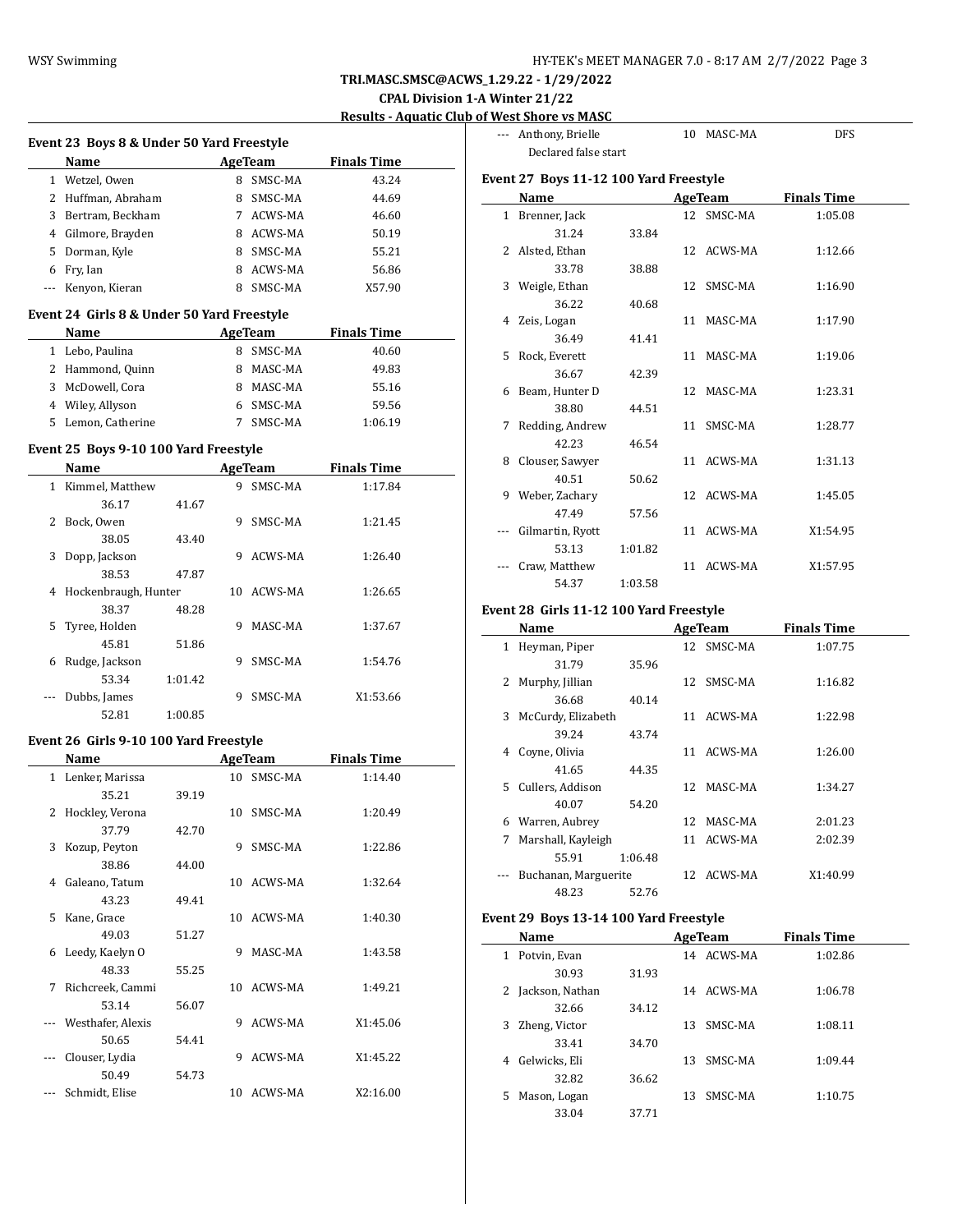**TRI.MASC.SMSC@ACWS_1.29.22 - 1/29/2022**

**CPAL Division 1-A Winter 21/22**

**Results - Aquatic Club of West Shore vs MASC**

### Event 23 Boys 8 & Under 50 Yard Freestyle

| | Name | Age | Team | Finals Time |
|---|---|---|---|---|
| 1 | Wetzel, Owen | 8 | SMSC-MA | 43.24 |
| 2 | Huffman, Abraham | 8 | SMSC-MA | 44.69 |
| 3 | Bertram, Beckham | 7 | ACWS-MA | 46.60 |
| 4 | Gilmore, Brayden | 8 | ACWS-MA | 50.19 |
| 5 | Dorman, Kyle | 8 | SMSC-MA | 55.21 |
| 6 | Fry, Ian | 8 | ACWS-MA | 56.86 |
| --- | Kenyon, Kieran | 8 | SMSC-MA | X57.90 |

### Event 24 Girls 8 & Under 50 Yard Freestyle

| | Name | Age | Team | Finals Time |
|---|---|---|---|---|
| 1 | Lebo, Paulina | 8 | SMSC-MA | 40.60 |
| 2 | Hammond, Quinn | 8 | MASC-MA | 49.83 |
| 3 | McDowell, Cora | 8 | MASC-MA | 55.16 |
| 4 | Wiley, Allyson | 6 | SMSC-MA | 59.56 |
| 5 | Lemon, Catherine | 7 | SMSC-MA | 1:06.19 |

### Event 25 Boys 9-10 100 Yard Freestyle

| | Name | Age | Team | Finals Time |
|---|---|---|---|---|
| 1 | Kimmel, Matthew | 9 | SMSC-MA | 1:17.84 |
| | 36.17 41.67 | | | |
| 2 | Bock, Owen | 9 | SMSC-MA | 1:21.45 |
| | 38.05 43.40 | | | |
| 3 | Dopp, Jackson | 9 | ACWS-MA | 1:26.40 |
| | 38.53 47.87 | | | |
| 4 | Hockenbraugh, Hunter | 10 | ACWS-MA | 1:26.65 |
| | 38.37 48.28 | | | |
| 5 | Tyree, Holden | 9 | MASC-MA | 1:37.67 |
| | 45.81 51.86 | | | |
| 6 | Rudge, Jackson | 9 | SMSC-MA | 1:54.76 |
| | 53.34 1:01.42 | | | |
| --- | Dubbs, James | 9 | SMSC-MA | X1:53.66 |
| | 52.81 1:00.85 | | | |

### Event 26 Girls 9-10 100 Yard Freestyle

| | Name | Age | Team | Finals Time |
|---|---|---|---|---|
| 1 | Lenker, Marissa | 10 | SMSC-MA | 1:14.40 |
| | 35.21 39.19 | | | |
| 2 | Hockley, Verona | 10 | SMSC-MA | 1:20.49 |
| | 37.79 42.70 | | | |
| 3 | Kozup, Peyton | 9 | SMSC-MA | 1:22.86 |
| | 38.86 44.00 | | | |
| 4 | Galeano, Tatum | 10 | ACWS-MA | 1:32.64 |
| | 43.23 49.41 | | | |
| 5 | Kane, Grace | 10 | ACWS-MA | 1:40.30 |
| | 49.03 51.27 | | | |
| 6 | Leedy, Kaelyn O | 9 | MASC-MA | 1:43.58 |
| | 48.33 55.25 | | | |
| 7 | Richcreek, Cammi | 10 | ACWS-MA | 1:49.21 |
| | 53.14 56.07 | | | |
| --- | Westhafer, Alexis | 9 | ACWS-MA | X1:45.06 |
| | 50.65 54.41 | | | |
| --- | Clouser, Lydia | 9 | ACWS-MA | X1:45.22 |
| | 50.49 54.73 | | | |
| --- | Schmidt, Elise | 10 | ACWS-MA | X2:16.00 |
| --- | Anthony, Brielle | 10 | MASC-MA | DFS |
| | Declared false start | | | |

### Event 27 Boys 11-12 100 Yard Freestyle

| | Name | Age | Team | Finals Time |
|---|---|---|---|---|
| 1 | Brenner, Jack | 12 | SMSC-MA | 1:05.08 |
| | 31.24 33.84 | | | |
| 2 | Alsted, Ethan | 12 | ACWS-MA | 1:12.66 |
| | 33.78 38.88 | | | |
| 3 | Weigle, Ethan | 12 | SMSC-MA | 1:16.90 |
| | 36.22 40.68 | | | |
| 4 | Zeis, Logan | 11 | MASC-MA | 1:17.90 |
| | 36.49 41.41 | | | |
| 5 | Rock, Everett | 11 | MASC-MA | 1:19.06 |
| | 36.67 42.39 | | | |
| 6 | Beam, Hunter D | 12 | MASC-MA | 1:23.31 |
| | 38.80 44.51 | | | |
| 7 | Redding, Andrew | 11 | SMSC-MA | 1:28.77 |
| | 42.23 46.54 | | | |
| 8 | Clouser, Sawyer | 11 | ACWS-MA | 1:31.13 |
| | 40.51 50.62 | | | |
| 9 | Weber, Zachary | 12 | ACWS-MA | 1:45.05 |
| | 47.49 57.56 | | | |
| --- | Gilmartin, Ryott | 11 | ACWS-MA | X1:54.95 |
| | 53.13 1:01.82 | | | |
| --- | Craw, Matthew | 11 | ACWS-MA | X1:57.95 |
| | 54.37 1:03.58 | | | |

### Event 28 Girls 11-12 100 Yard Freestyle

| | Name | Age | Team | Finals Time |
|---|---|---|---|---|
| 1 | Heyman, Piper | 12 | SMSC-MA | 1:07.75 |
| | 31.79 35.96 | | | |
| 2 | Murphy, Jillian | 12 | SMSC-MA | 1:16.82 |
| | 36.68 40.14 | | | |
| 3 | McCurdy, Elizabeth | 11 | ACWS-MA | 1:22.98 |
| | 39.24 43.74 | | | |
| 4 | Coyne, Olivia | 11 | ACWS-MA | 1:26.00 |
| | 41.65 44.35 | | | |
| 5 | Cullers, Addison | 12 | MASC-MA | 1:34.27 |
| | 40.07 54.20 | | | |
| 6 | Warren, Aubrey | 12 | MASC-MA | 2:01.23 |
| 7 | Marshall, Kayleigh | 11 | ACWS-MA | 2:02.39 |
| | 55.91 1:06.48 | | | |
| --- | Buchanan, Marguerite | 12 | ACWS-MA | X1:40.99 |
| | 48.23 52.76 | | | |

### Event 29 Boys 13-14 100 Yard Freestyle

| | Name | Age | Team | Finals Time |
|---|---|---|---|---|
| 1 | Potvin, Evan | 14 | ACWS-MA | 1:02.86 |
| | 30.93 31.93 | | | |
| 2 | Jackson, Nathan | 14 | ACWS-MA | 1:06.78 |
| | 32.66 34.12 | | | |
| 3 | Zheng, Victor | 13 | SMSC-MA | 1:08.11 |
| | 33.41 34.70 | | | |
| 4 | Gelwicks, Eli | 13 | SMSC-MA | 1:09.44 |
| | 32.82 36.62 | | | |
| 5 | Mason, Logan | 13 | SMSC-MA | 1:10.75 |
| | 33.04 37.71 | | | |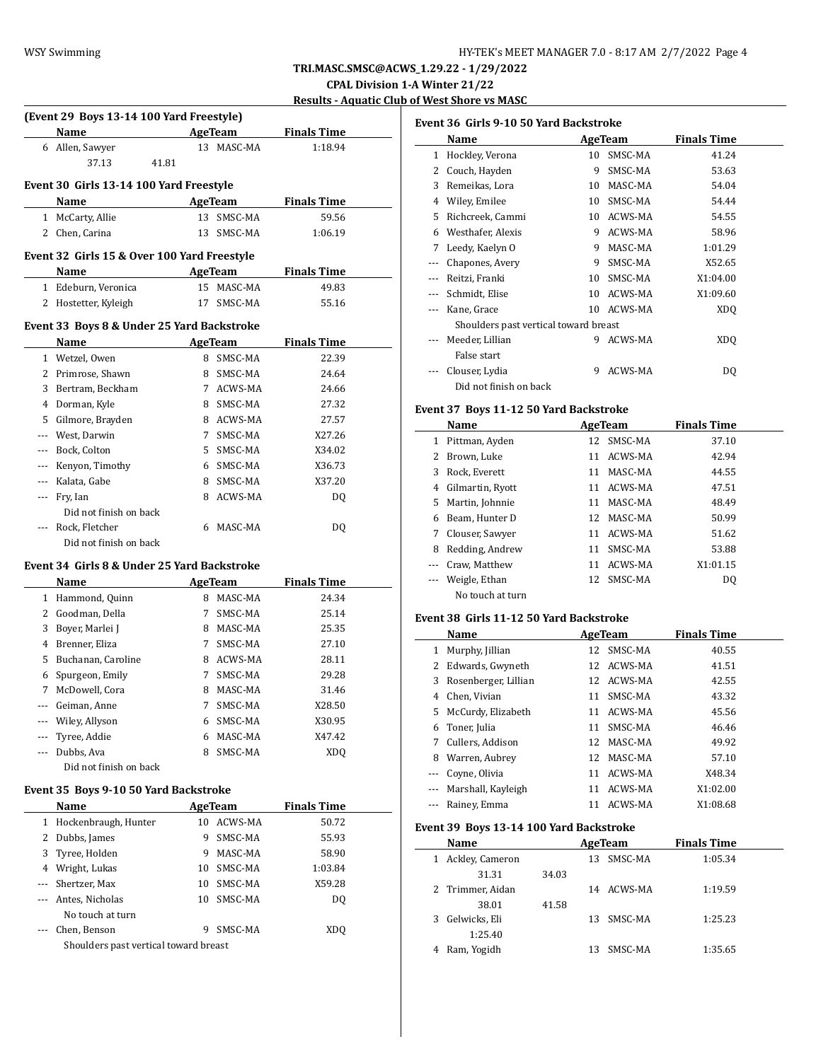**TRI.MASC.SMSC@ACWS_1.29.22 - 1/29/2022**

**CPAL Division 1-A Winter 21/22**

**Results - Aquatic Club of West Shore vs MASC**

### (Event 29 Boys 13-14 100 Yard Freestyle)

| | Name | Age | Team | Finals Time |
|---|---|---|---|---|
| 6 | Allen, Sawyer | 13 | MASC-MA | 1:18.94 |
| | 37.13 41.81 | | | |

### Event 30 Girls 13-14 100 Yard Freestyle

| | Name | Age | Team | Finals Time |
|---|---|---|---|---|
| 1 | McCarty, Allie | 13 | SMSC-MA | 59.56 |
| 2 | Chen, Carina | 13 | SMSC-MA | 1:06.19 |

### Event 32 Girls 15 & Over 100 Yard Freestyle

| | Name | Age | Team | Finals Time |
|---|---|---|---|---|
| 1 | Edeburn, Veronica | 15 | MASC-MA | 49.83 |
| 2 | Hostetter, Kyleigh | 17 | SMSC-MA | 55.16 |

### Event 33 Boys 8 & Under 25 Yard Backstroke

| | Name | Age | Team | Finals Time |
|---|---|---|---|---|
| 1 | Wetzel, Owen | 8 | SMSC-MA | 22.39 |
| 2 | Primrose, Shawn | 8 | SMSC-MA | 24.64 |
| 3 | Bertram, Beckham | 7 | ACWS-MA | 24.66 |
| 4 | Dorman, Kyle | 8 | SMSC-MA | 27.32 |
| 5 | Gilmore, Brayden | 8 | ACWS-MA | 27.57 |
| --- | West, Darwin | 7 | SMSC-MA | X27.26 |
| --- | Bock, Colton | 5 | SMSC-MA | X34.02 |
| --- | Kenyon, Timothy | 6 | SMSC-MA | X36.73 |
| --- | Kalata, Gabe | 8 | SMSC-MA | X37.20 |
| --- | Fry, Ian | 8 | ACWS-MA | DQ |
| | Did not finish on back | | | |
| --- | Rock, Fletcher | 6 | MASC-MA | DQ |
| | Did not finish on back | | | |

### Event 34 Girls 8 & Under 25 Yard Backstroke

| | Name | Age | Team | Finals Time |
|---|---|---|---|---|
| 1 | Hammond, Quinn | 8 | MASC-MA | 24.34 |
| 2 | Goodman, Della | 7 | SMSC-MA | 25.14 |
| 3 | Boyer, Marlei J | 8 | MASC-MA | 25.35 |
| 4 | Brenner, Eliza | 7 | SMSC-MA | 27.10 |
| 5 | Buchanan, Caroline | 8 | ACWS-MA | 28.11 |
| 6 | Spurgeon, Emily | 7 | SMSC-MA | 29.28 |
| 7 | McDowell, Cora | 8 | MASC-MA | 31.46 |
| --- | Geiman, Anne | 7 | SMSC-MA | X28.50 |
| --- | Wiley, Allyson | 6 | SMSC-MA | X30.95 |
| --- | Tyree, Addie | 6 | MASC-MA | X47.42 |
| --- | Dubbs, Ava | 8 | SMSC-MA | XDQ |
| | Did not finish on back | | | |

### Event 35 Boys 9-10 50 Yard Backstroke

| | Name | Age | Team | Finals Time |
|---|---|---|---|---|
| 1 | Hockenbraugh, Hunter | 10 | ACWS-MA | 50.72 |
| 2 | Dubbs, James | 9 | SMSC-MA | 55.93 |
| 3 | Tyree, Holden | 9 | MASC-MA | 58.90 |
| 4 | Wright, Lukas | 10 | SMSC-MA | 1:03.84 |
| --- | Shertzer, Max | 10 | SMSC-MA | X59.28 |
| --- | Antes, Nicholas | 10 | SMSC-MA | DQ |
| | No touch at turn | | | |
| --- | Chen, Benson | 9 | SMSC-MA | XDQ |
| | Shoulders past vertical toward breast | | | |

### Event 36 Girls 9-10 50 Yard Backstroke

| | Name | Age | Team | Finals Time |
|---|---|---|---|---|
| 1 | Hockley, Verona | 10 | SMSC-MA | 41.24 |
| 2 | Couch, Hayden | 9 | SMSC-MA | 53.63 |
| 3 | Remeikas, Lora | 10 | MASC-MA | 54.04 |
| 4 | Wiley, Emilee | 10 | SMSC-MA | 54.44 |
| 5 | Richcreek, Cammi | 10 | ACWS-MA | 54.55 |
| 6 | Westhafer, Alexis | 9 | ACWS-MA | 58.96 |
| 7 | Leedy, Kaelyn O | 9 | MASC-MA | 1:01.29 |
| --- | Chapones, Avery | 9 | SMSC-MA | X52.65 |
| --- | Reitzi, Franki | 10 | SMSC-MA | X1:04.00 |
| --- | Schmidt, Elise | 10 | ACWS-MA | X1:09.60 |
| --- | Kane, Grace | 10 | ACWS-MA | XDQ |
| | Shoulders past vertical toward breast | | | |
| --- | Meeder, Lillian | 9 | ACWS-MA | XDQ |
| | False start | | | |
| --- | Clouser, Lydia | 9 | ACWS-MA | DQ |
| | Did not finish on back | | | |

### Event 37 Boys 11-12 50 Yard Backstroke

| | Name | Age | Team | Finals Time |
|---|---|---|---|---|
| 1 | Pittman, Ayden | 12 | SMSC-MA | 37.10 |
| 2 | Brown, Luke | 11 | ACWS-MA | 42.94 |
| 3 | Rock, Everett | 11 | MASC-MA | 44.55 |
| 4 | Gilmartin, Ryott | 11 | ACWS-MA | 47.51 |
| 5 | Martin, Johnnie | 11 | MASC-MA | 48.49 |
| 6 | Beam, Hunter D | 12 | MASC-MA | 50.99 |
| 7 | Clouser, Sawyer | 11 | ACWS-MA | 51.62 |
| 8 | Redding, Andrew | 11 | SMSC-MA | 53.88 |
| --- | Craw, Matthew | 11 | ACWS-MA | X1:01.15 |
| --- | Weigle, Ethan | 12 | SMSC-MA | DQ |
| | No touch at turn | | | |

### Event 38 Girls 11-12 50 Yard Backstroke

| | Name | Age | Team | Finals Time |
|---|---|---|---|---|
| 1 | Murphy, Jillian | 12 | SMSC-MA | 40.55 |
| 2 | Edwards, Gwyneth | 12 | ACWS-MA | 41.51 |
| 3 | Rosenberger, Lillian | 12 | ACWS-MA | 42.55 |
| 4 | Chen, Vivian | 11 | SMSC-MA | 43.32 |
| 5 | McCurdy, Elizabeth | 11 | ACWS-MA | 45.56 |
| 6 | Toner, Julia | 11 | SMSC-MA | 46.46 |
| 7 | Cullers, Addison | 12 | MASC-MA | 49.92 |
| 8 | Warren, Aubrey | 12 | MASC-MA | 57.10 |
| --- | Coyne, Olivia | 11 | ACWS-MA | X48.34 |
| --- | Marshall, Kayleigh | 11 | ACWS-MA | X1:02.00 |
| --- | Rainey, Emma | 11 | ACWS-MA | X1:08.68 |

### Event 39 Boys 13-14 100 Yard Backstroke

| | Name | Age | Team | Finals Time |
|---|---|---|---|---|
| 1 | Ackley, Cameron | 13 | SMSC-MA | 1:05.34 |
| | 31.31 34.03 | | | |
| 2 | Trimmer, Aidan | 14 | ACWS-MA | 1:19.59 |
| | 38.01 41.58 | | | |
| 3 | Gelwicks, Eli | 13 | SMSC-MA | 1:25.23 |
| | 1:25.40 | | | |
| 4 | Ram, Yogidh | 13 | SMSC-MA | 1:35.65 |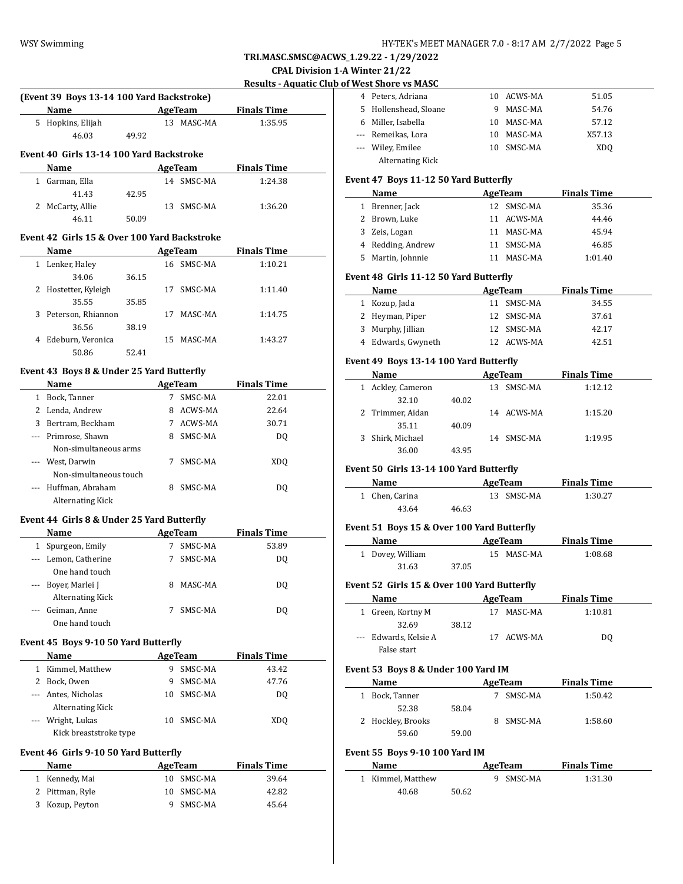**TRI.MASC.SMSC@ACWS_1.29.22 - 1/29/2022**

**CPAL Division 1-A Winter 21/22**

**Results - Aquatic Club of West Shore vs MASC**

### (Event 39 Boys 13-14 100 Yard Backstroke)

| | Name | Age | Team | Finals Time |
|---|---|---|---|---|
| 5 | Hopkins, Elijah | 13 | MASC-MA | 1:35.95 |
| | 46.03 49.92 | | | |

### Event 40 Girls 13-14 100 Yard Backstroke

| | Name | Age | Team | Finals Time |
|---|---|---|---|---|
| 1 | Garman, Ella | 14 | SMSC-MA | 1:24.38 |
| | 41.43 42.95 | | | |
| 2 | McCarty, Allie | 13 | SMSC-MA | 1:36.20 |
| | 46.11 50.09 | | | |

### Event 42 Girls 15 & Over 100 Yard Backstroke

| | Name | Age | Team | Finals Time |
|---|---|---|---|---|
| 1 | Lenker, Haley | 16 | SMSC-MA | 1:10.21 |
| | 34.06 36.15 | | | |
| 2 | Hostetter, Kyleigh | 17 | SMSC-MA | 1:11.40 |
| | 35.55 35.85 | | | |
| 3 | Peterson, Rhiannon | 17 | MASC-MA | 1:14.75 |
| | 36.56 38.19 | | | |
| 4 | Edeburn, Veronica | 15 | MASC-MA | 1:43.27 |
| | 50.86 52.41 | | | |

### Event 43 Boys 8 & Under 25 Yard Butterfly

| | Name | Age | Team | Finals Time |
|---|---|---|---|---|
| 1 | Bock, Tanner | 7 | SMSC-MA | 22.01 |
| 2 | Lenda, Andrew | 8 | ACWS-MA | 22.64 |
| 3 | Bertram, Beckham | 7 | ACWS-MA | 30.71 |
| --- | Primrose, Shawn | 8 | SMSC-MA | DQ |
| | Non-simultaneous arms | | | |
| --- | West, Darwin | 7 | SMSC-MA | XDQ |
| | Non-simultaneous touch | | | |
| --- | Huffman, Abraham | 8 | SMSC-MA | DQ |
| | Alternating Kick | | | |

### Event 44 Girls 8 & Under 25 Yard Butterfly

| | Name | Age | Team | Finals Time |
|---|---|---|---|---|
| 1 | Spurgeon, Emily | 7 | SMSC-MA | 53.89 |
| --- | Lemon, Catherine | 7 | SMSC-MA | DQ |
| | One hand touch | | | |
| --- | Boyer, Marlei J | 8 | MASC-MA | DQ |
| | Alternating Kick | | | |
| --- | Geiman, Anne | 7 | SMSC-MA | DQ |
| | One hand touch | | | |

### Event 45 Boys 9-10 50 Yard Butterfly

| | Name | Age | Team | Finals Time |
|---|---|---|---|---|
| 1 | Kimmel, Matthew | 9 | SMSC-MA | 43.42 |
| 2 | Bock, Owen | 9 | SMSC-MA | 47.76 |
| --- | Antes, Nicholas | 10 | SMSC-MA | DQ |
| | Alternating Kick | | | |
| --- | Wright, Lukas | 10 | SMSC-MA | XDQ |
| | Kick breaststroke type | | | |

### Event 46 Girls 9-10 50 Yard Butterfly

| | Name | Age | Team | Finals Time |
|---|---|---|---|---|
| 1 | Kennedy, Mai | 10 | SMSC-MA | 39.64 |
| 2 | Pittman, Ryle | 10 | SMSC-MA | 42.82 |
| 3 | Kozup, Peyton | 9 | SMSC-MA | 45.64 |
| 4 | Peters, Adriana | 10 | ACWS-MA | 51.05 |
| 5 | Hollenshead, Sloane | 9 | MASC-MA | 54.76 |
| 6 | Miller, Isabella | 10 | MASC-MA | 57.12 |
| --- | Remeikas, Lora | 10 | MASC-MA | X57.13 |
| --- | Wiley, Emilee | 10 | SMSC-MA | XDQ |
| | Alternating Kick | | | |

### Event 47 Boys 11-12 50 Yard Butterfly

| | Name | Age | Team | Finals Time |
|---|---|---|---|---|
| 1 | Brenner, Jack | 12 | SMSC-MA | 35.36 |
| 2 | Brown, Luke | 11 | ACWS-MA | 44.46 |
| 3 | Zeis, Logan | 11 | MASC-MA | 45.94 |
| 4 | Redding, Andrew | 11 | SMSC-MA | 46.85 |
| 5 | Martin, Johnnie | 11 | MASC-MA | 1:01.40 |

### Event 48 Girls 11-12 50 Yard Butterfly

| | Name | Age | Team | Finals Time |
|---|---|---|---|---|
| 1 | Kozup, Jada | 11 | SMSC-MA | 34.55 |
| 2 | Heyman, Piper | 12 | SMSC-MA | 37.61 |
| 3 | Murphy, Jillian | 12 | SMSC-MA | 42.17 |
| 4 | Edwards, Gwyneth | 12 | ACWS-MA | 42.51 |

### Event 49 Boys 13-14 100 Yard Butterfly

| | Name | Age | Team | Finals Time |
|---|---|---|---|---|
| 1 | Ackley, Cameron | 13 | SMSC-MA | 1:12.12 |
| | 32.10 40.02 | | | |
| 2 | Trimmer, Aidan | 14 | ACWS-MA | 1:15.20 |
| | 35.11 40.09 | | | |
| 3 | Shirk, Michael | 14 | SMSC-MA | 1:19.95 |
| | 36.00 43.95 | | | |

### Event 50 Girls 13-14 100 Yard Butterfly

| | Name | Age | Team | Finals Time |
|---|---|---|---|---|
| 1 | Chen, Carina | 13 | SMSC-MA | 1:30.27 |
| | 43.64 46.63 | | | |

### Event 51 Boys 15 & Over 100 Yard Butterfly

| | Name | Age | Team | Finals Time |
|---|---|---|---|---|
| 1 | Dovey, William | 15 | MASC-MA | 1:08.68 |
| | 31.63 37.05 | | | |

### Event 52 Girls 15 & Over 100 Yard Butterfly

| | Name | Age | Team | Finals Time |
|---|---|---|---|---|
| 1 | Green, Kortny M | 17 | MASC-MA | 1:10.81 |
| | 32.69 38.12 | | | |
| --- | Edwards, Kelsie A | 17 | ACWS-MA | DQ |
| | False start | | | |

### Event 53 Boys 8 & Under 100 Yard IM

| | Name | Age | Team | Finals Time |
|---|---|---|---|---|
| 1 | Bock, Tanner | 7 | SMSC-MA | 1:50.42 |
| | 52.38 58.04 | | | |
| 2 | Hockley, Brooks | 8 | SMSC-MA | 1:58.60 |
| | 59.60 59.00 | | | |

### Event 55 Boys 9-10 100 Yard IM

| | Name | Age | Team | Finals Time |
|---|---|---|---|---|
| 1 | Kimmel, Matthew | 9 | SMSC-MA | 1:31.30 |
| | 40.68 50.62 | | | |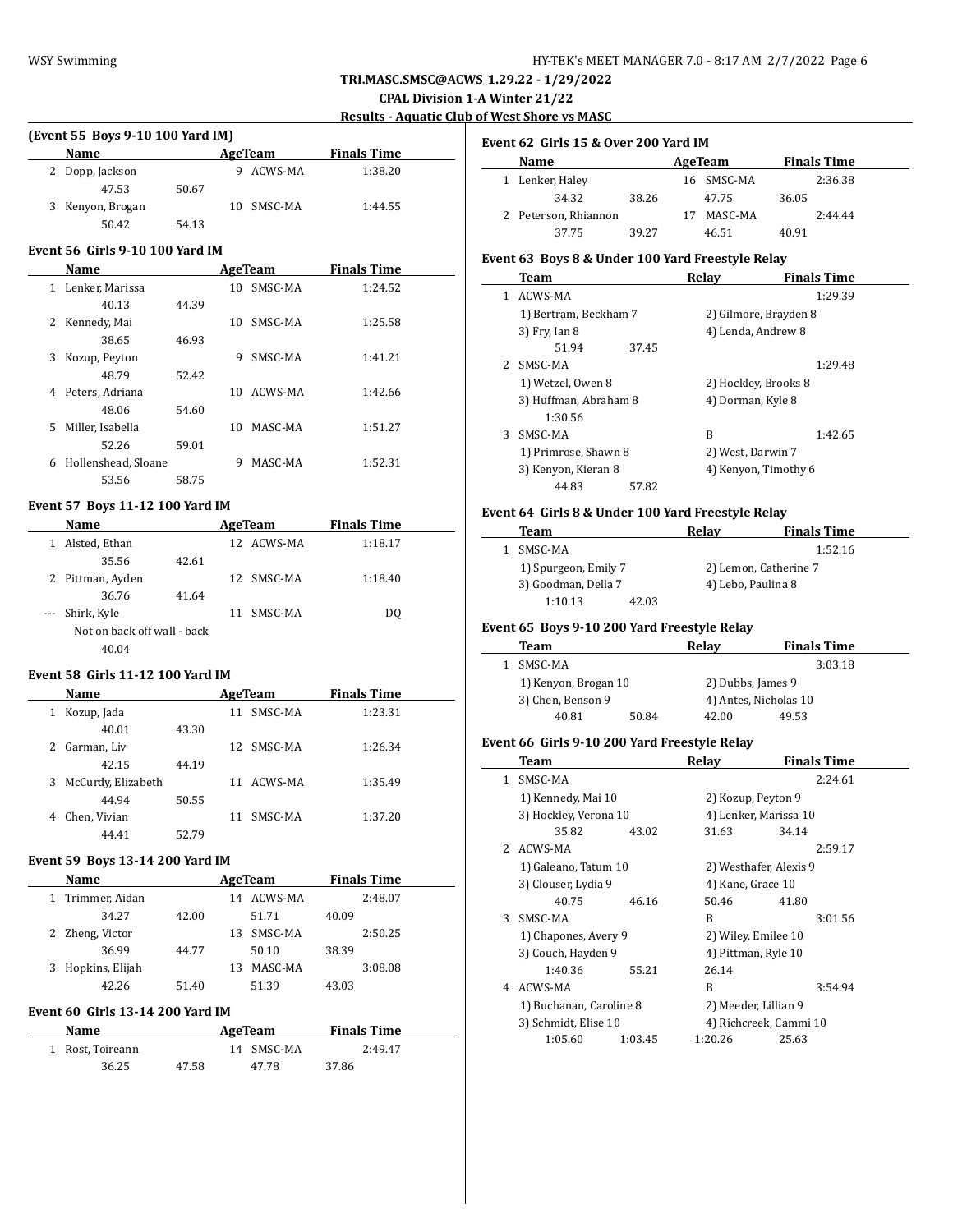**TRI.MASC.SMSC@ACWS_1.29.22 - 1/29/2022**

**CPAL Division 1-A Winter 21/22**

**Results - Aquatic Club of West Shore vs MASC**

### (Event 55 Boys 9-10 100 Yard IM)

| | Name | Age | Team | Finals Time |
|---|---|---|---|---|
| 2 | Dopp, Jackson | 9 | ACWS-MA | 1:38.20 |
| | 47.53 | 50.67 | | |
| 3 | Kenyon, Brogan | 10 | SMSC-MA | 1:44.55 |
| | 50.42 | 54.13 | | |

### Event 56 Girls 9-10 100 Yard IM

| | Name | Age | Team | Finals Time |
|---|---|---|---|---|
| 1 | Lenker, Marissa | 10 | SMSC-MA | 1:24.52 |
| | 40.13 | 44.39 | | |
| 2 | Kennedy, Mai | 10 | SMSC-MA | 1:25.58 |
| | 38.65 | 46.93 | | |
| 3 | Kozup, Peyton | 9 | SMSC-MA | 1:41.21 |
| | 48.79 | 52.42 | | |
| 4 | Peters, Adriana | 10 | ACWS-MA | 1:42.66 |
| | 48.06 | 54.60 | | |
| 5 | Miller, Isabella | 10 | MASC-MA | 1:51.27 |
| | 52.26 | 59.01 | | |
| 6 | Hollenshead, Sloane | 9 | MASC-MA | 1:52.31 |
| | 53.56 | 58.75 | | |

### Event 57 Boys 11-12 100 Yard IM

| | Name | Age | Team | Finals Time |
|---|---|---|---|---|
| 1 | Alsted, Ethan | 12 | ACWS-MA | 1:18.17 |
| | 35.56 | 42.61 | | |
| 2 | Pittman, Ayden | 12 | SMSC-MA | 1:18.40 |
| | 36.76 | 41.64 | | |
| --- | Shirk, Kyle | 11 | SMSC-MA | DQ |
| | Not on back off wall - back | | | |
| | 40.04 | | | |

### Event 58 Girls 11-12 100 Yard IM

| | Name | Age | Team | Finals Time |
|---|---|---|---|---|
| 1 | Kozup, Jada | 11 | SMSC-MA | 1:23.31 |
| | 40.01 | 43.30 | | |
| 2 | Garman, Liv | 12 | SMSC-MA | 1:26.34 |
| | 42.15 | 44.19 | | |
| 3 | McCurdy, Elizabeth | 11 | ACWS-MA | 1:35.49 |
| | 44.94 | 50.55 | | |
| 4 | Chen, Vivian | 11 | SMSC-MA | 1:37.20 |
| | 44.41 | 52.79 | | |

### Event 59 Boys 13-14 200 Yard IM

| | Name | | Age | Team | Finals Time |
|---|---|---|---|---|---|
| 1 | Trimmer, Aidan | | 14 | ACWS-MA | 2:48.07 |
| | 34.27 | 42.00 | | 51.71 | 40.09 |
| 2 | Zheng, Victor | | 13 | SMSC-MA | 2:50.25 |
| | 36.99 | 44.77 | | 50.10 | 38.39 |
| 3 | Hopkins, Elijah | | 13 | MASC-MA | 3:08.08 |
| | 42.26 | 51.40 | | 51.39 | 43.03 |

### Event 60 Girls 13-14 200 Yard IM

| | Name | | Age | Team | Finals Time |
|---|---|---|---|---|---|
| 1 | Rost, Toireann | | 14 | SMSC-MA | 2:49.47 |
| | 36.25 | 47.58 | | 47.78 | 37.86 |

### Event 62 Girls 15 & Over 200 Yard IM

| | Name | | Age | Team | Finals Time |
|---|---|---|---|---|---|
| 1 | Lenker, Haley | | 16 | SMSC-MA | 2:36.38 |
| | 34.32 | 38.26 | | 47.75 | 36.05 |
| 2 | Peterson, Rhiannon | | 17 | MASC-MA | 2:44.44 |
| | 37.75 | 39.27 | | 46.51 | 40.91 |

### Event 63 Boys 8 & Under 100 Yard Freestyle Relay

| | Team | | Relay | Finals Time |
|---|---|---|---|---|
| 1 | ACWS-MA | | | 1:29.39 |
| | 1) Bertram, Beckham 7 | | 2) Gilmore, Brayden 8 | |
| | 3) Fry, Ian 8 | | 4) Lenda, Andrew 8 | |
| | 51.94 | 37.45 | | |
| 2 | SMSC-MA | | | 1:29.48 |
| | 1) Wetzel, Owen 8 | | 2) Hockley, Brooks 8 | |
| | 3) Huffman, Abraham 8 | | 4) Dorman, Kyle 8 | |
| | 1:30.56 | | | |
| 3 | SMSC-MA | | B | 1:42.65 |
| | 1) Primrose, Shawn 8 | | 2) West, Darwin 7 | |
| | 3) Kenyon, Kieran 8 | | 4) Kenyon, Timothy 6 | |
| | 44.83 | 57.82 | | |

### Event 64 Girls 8 & Under 100 Yard Freestyle Relay

| | Team | | Relay | Finals Time |
|---|---|---|---|---|
| 1 | SMSC-MA | | | 1:52.16 |
| | 1) Spurgeon, Emily 7 | | 2) Lemon, Catherine 7 | |
| | 3) Goodman, Della 7 | | 4) Lebo, Paulina 8 | |
| | 1:10.13 | 42.03 | | |

### Event 65 Boys 9-10 200 Yard Freestyle Relay

| | Team | | Relay | | Finals Time |
|---|---|---|---|---|---|
| 1 | SMSC-MA | | | | 3:03.18 |
| | 1) Kenyon, Brogan 10 | | 2) Dubbs, James 9 | | |
| | 3) Chen, Benson 9 | | 4) Antes, Nicholas 10 | | |
| | 40.81 | 50.84 | 42.00 | 49.53 | |

### Event 66 Girls 9-10 200 Yard Freestyle Relay

| | Team | | Relay | | Finals Time |
|---|---|---|---|---|---|
| 1 | SMSC-MA | | | | 2:24.61 |
| | 1) Kennedy, Mai 10 | | 2) Kozup, Peyton 9 | | |
| | 3) Hockley, Verona 10 | | 4) Lenker, Marissa 10 | | |
| | 35.82 | 43.02 | 31.63 | 34.14 | |
| 2 | ACWS-MA | | | | 2:59.17 |
| | 1) Galeano, Tatum 10 | | 2) Westhafer, Alexis 9 | | |
| | 3) Clouser, Lydia 9 | | 4) Kane, Grace 10 | | |
| | 40.75 | 46.16 | 50.46 | 41.80 | |
| 3 | SMSC-MA | | B | | 3:01.56 |
| | 1) Chapones, Avery 9 | | 2) Wiley, Emilee 10 | | |
| | 3) Couch, Hayden 9 | | 4) Pittman, Ryle 10 | | |
| | 1:40.36 | 55.21 | 26.14 | | |
| 4 | ACWS-MA | | B | | 3:54.94 |
| | 1) Buchanan, Caroline 8 | | 2) Meeder, Lillian 9 | | |
| | 3) Schmidt, Elise 10 | | 4) Richcreek, Cammi 10 | | |
| | 1:05.60 | 1:03.45 | 1:20.26 | 25.63 | |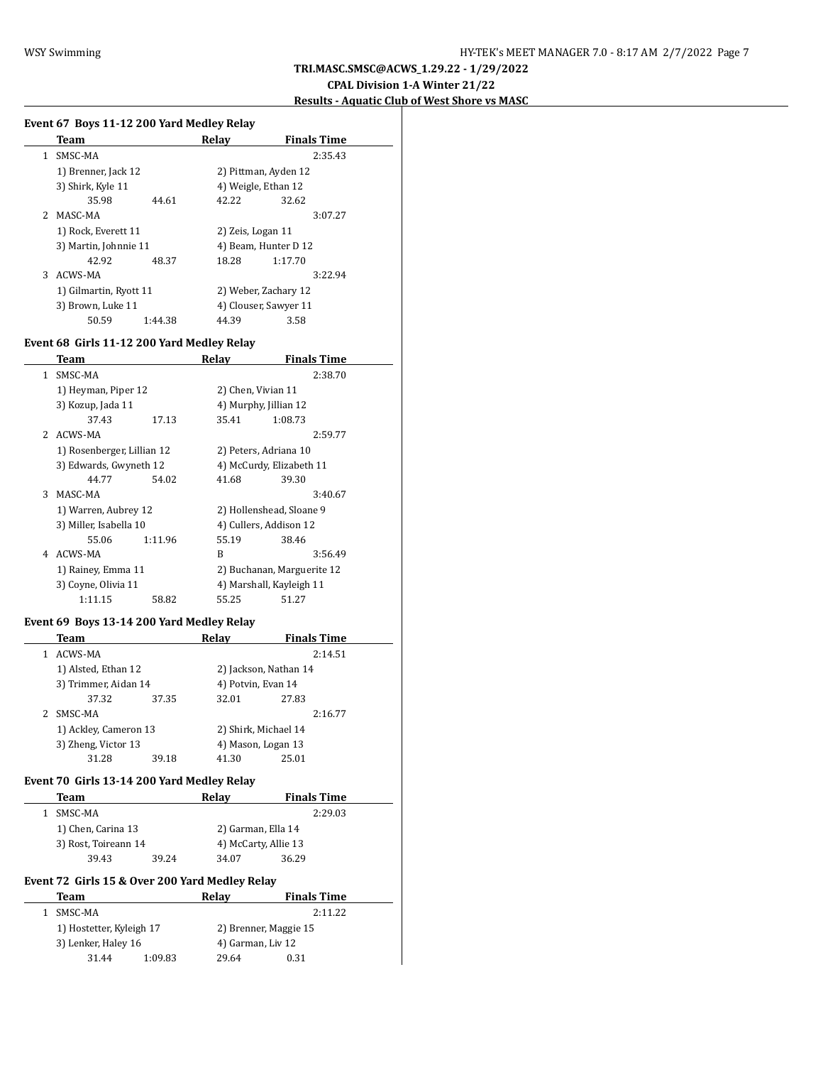TRI.MASC.SMSC@ACWS_1.29.22 - 1/29/2022

CPAL Division 1-A Winter 21/22

Results - Aquatic Club of West Shore vs MASC

### Event 67 Boys 11-12 200 Yard Medley Relay

| | Team | Relay | Finals Time |
|---|---|---|---|
| 1 | SMSC-MA | | 2:35.43 |
| | 1) Brenner, Jack 12 | 2) Pittman, Ayden 12 | |
| | 3) Shirk, Kyle 11 | 4) Weigle, Ethan 12 | |
| | 35.98 44.61 | 42.22 32.62 | |
| 2 | MASC-MA | | 3:07.27 |
| | 1) Rock, Everett 11 | 2) Zeis, Logan 11 | |
| | 3) Martin, Johnnie 11 | 4) Beam, Hunter D 12 | |
| | 42.92 48.37 | 18.28 1:17.70 | |
| 3 | ACWS-MA | | 3:22.94 |
| | 1) Gilmartin, Ryott 11 | 2) Weber, Zachary 12 | |
| | 3) Brown, Luke 11 | 4) Clouser, Sawyer 11 | |
| | 50.59 1:44.38 | 44.39 3.58 | |

### Event 68 Girls 11-12 200 Yard Medley Relay

| | Team | Relay | Finals Time |
|---|---|---|---|
| 1 | SMSC-MA | | 2:38.70 |
| | 1) Heyman, Piper 12 | 2) Chen, Vivian 11 | |
| | 3) Kozup, Jada 11 | 4) Murphy, Jillian 12 | |
| | 37.43 17.13 | 35.41 1:08.73 | |
| 2 | ACWS-MA | | 2:59.77 |
| | 1) Rosenberger, Lillian 12 | 2) Peters, Adriana 10 | |
| | 3) Edwards, Gwyneth 12 | 4) McCurdy, Elizabeth 11 | |
| | 44.77 54.02 | 41.68 39.30 | |
| 3 | MASC-MA | | 3:40.67 |
| | 1) Warren, Aubrey 12 | 2) Hollenshead, Sloane 9 | |
| | 3) Miller, Isabella 10 | 4) Cullers, Addison 12 | |
| | 55.06 1:11.96 | 55.19 38.46 | |
| 4 | ACWS-MA | B | 3:56.49 |
| | 1) Rainey, Emma 11 | 2) Buchanan, Marguerite 12 | |
| | 3) Coyne, Olivia 11 | 4) Marshall, Kayleigh 11 | |
| | 1:11.15 58.82 | 55.25 51.27 | |

### Event 69 Boys 13-14 200 Yard Medley Relay

| | Team | Relay | Finals Time |
|---|---|---|---|
| 1 | ACWS-MA | | 2:14.51 |
| | 1) Alsted, Ethan 12 | 2) Jackson, Nathan 14 | |
| | 3) Trimmer, Aidan 14 | 4) Potvin, Evan 14 | |
| | 37.32 37.35 | 32.01 27.83 | |
| 2 | SMSC-MA | | 2:16.77 |
| | 1) Ackley, Cameron 13 | 2) Shirk, Michael 14 | |
| | 3) Zheng, Victor 13 | 4) Mason, Logan 13 | |
| | 31.28 39.18 | 41.30 25.01 | |

### Event 70 Girls 13-14 200 Yard Medley Relay

| | Team | Relay | Finals Time |
|---|---|---|---|
| 1 | SMSC-MA | | 2:29.03 |
| | 1) Chen, Carina 13 | 2) Garman, Ella 14 | |
| | 3) Rost, Toireann 14 | 4) McCarty, Allie 13 | |
| | 39.43 39.24 | 34.07 36.29 | |

### Event 72 Girls 15 & Over 200 Yard Medley Relay

| | Team | Relay | Finals Time |
|---|---|---|---|
| 1 | SMSC-MA | | 2:11.22 |
| | 1) Hostetter, Kyleigh 17 | 2) Brenner, Maggie 15 | |
| | 3) Lenker, Haley 16 | 4) Garman, Liv 12 | |
| | 31.44 1:09.83 | 29.64 0.31 | |